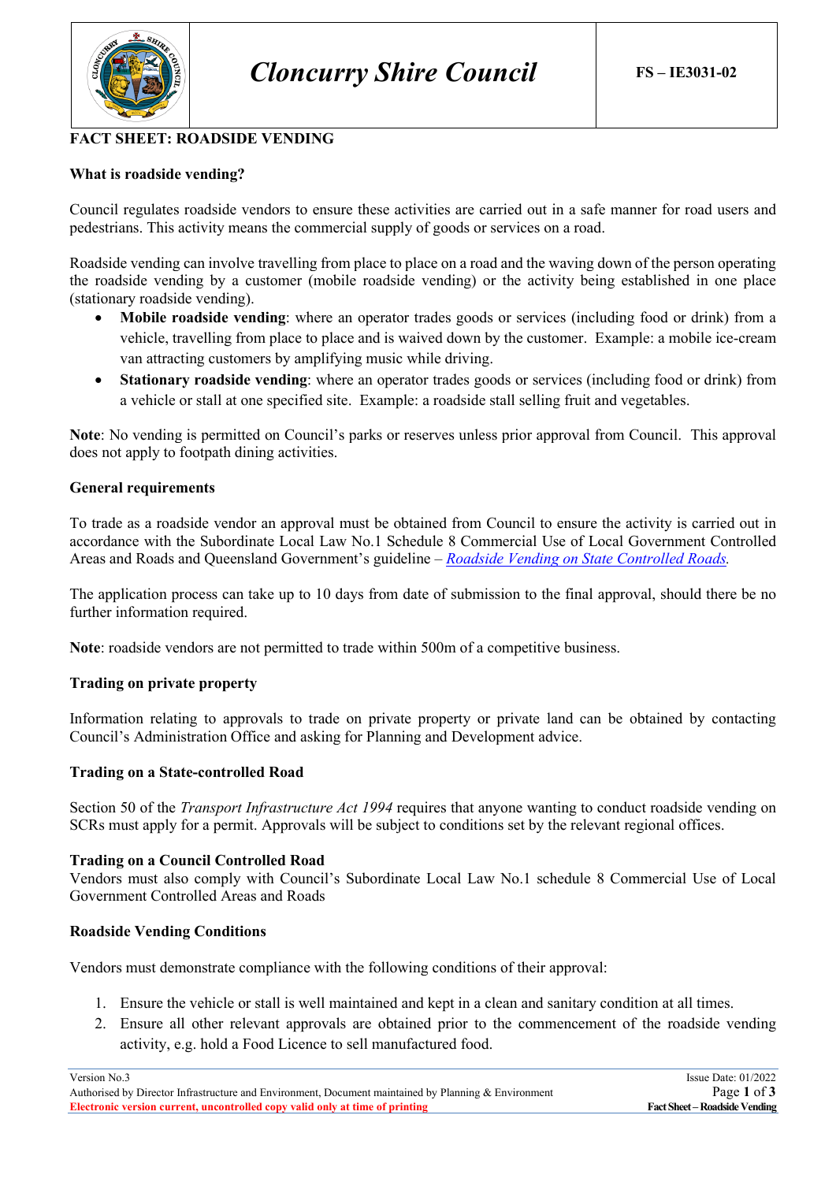# Cloncurry Shire Council

FS – IE3031-02

## FACT SHEET: ROADSIDE VENDING

### What is roadside vending?

Council regulates roadside vendors to ensure these activities are carried out in a safe manner for road users and pedestrians. This activity means the commercial supply of goods or services on a road.

Roadside vending can involve travelling from place to place on a road and the waving down of the person operating the roadside vending by a customer (mobile roadside vending) or the activity being established in one place (stationary roadside vending).

- **Mobile roadside vending**: where an operator trades goods or services (including food or drink) from a vehicle, travelling from place to place and is waived down by the customer. Example: a mobile ice-cream van attracting customers by amplifying music while driving.
- **Stationary roadside vending**: where an operator trades goods or services (including food or drink) from a vehicle or stall at one specified site. Example: a roadside stall selling fruit and vegetables.

**Note**: No vending is permitted on Council's parks or reserves unless prior approval from Council. This approval does not apply to footpath dining activities.

### General requirements

To trade as a roadside vendor an approval must be obtained from Council to ensure the activity is carried out in accordance with the Subordinate Local Law No.1 Schedule 8 Commercial Use of Local Government Controlled Areas and Roads and Queensland Government's guideline – *Roadside Vending on State Controlled Roads.*

The application process can take up to 10 days from date of submission to the final approval, should there be no further information required.

**Note**: roadside vendors are not permitted to trade within 500m of a competitive business.

### Trading on private property

Information relating to approvals to trade on private property or private land can be obtained by contacting Council's Administration Office and asking for Planning and Development advice.

### Trading on a State-controlled Road

Section 50 of the *Transport Infrastructure Act 1994* requires that anyone wanting to conduct roadside vending on SCRs must apply for a permit. Approvals will be subject to conditions set by the relevant regional offices.

### Trading on a Council Controlled Road

Vendors must also comply with Council's Subordinate Local Law No.1 schedule 8 Commercial Use of Local Government Controlled Areas and Roads

### Roadside Vending Conditions

Vendors must demonstrate compliance with the following conditions of their approval:

1. Ensure the vehicle or stall is well maintained and kept in a clean and sanitary condition at all times.
2. Ensure all other relevant approvals are obtained prior to the commencement of the roadside vending activity, e.g. hold a Food Licence to sell manufactured food.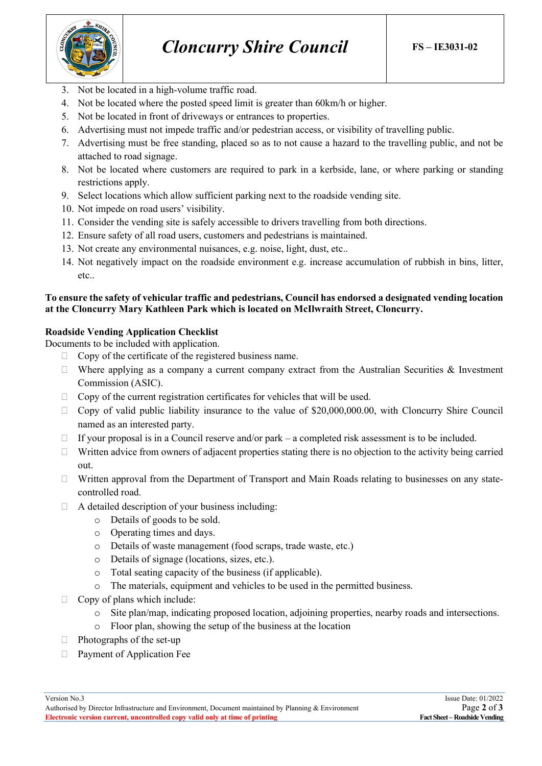3. Not be located in a high-volume traffic road.
4. Not be located where the posted speed limit is greater than 60km/h or higher.
5. Not be located in front of driveways or entrances to properties.
6. Advertising must not impede traffic and/or pedestrian access, or visibility of travelling public.
7. Advertising must be free standing, placed so as to not cause a hazard to the travelling public, and not be attached to road signage.
8. Not be located where customers are required to park in a kerbside, lane, or where parking or standing restrictions apply.
9. Select locations which allow sufficient parking next to the roadside vending site.
10. Not impede on road users' visibility.
11. Consider the vending site is safely accessible to drivers travelling from both directions.
12. Ensure safety of all road users, customers and pedestrians is maintained.
13. Not create any environmental nuisances, e.g. noise, light, dust, etc..
14. Not negatively impact on the roadside environment e.g. increase accumulation of rubbish in bins, litter, etc..

**To ensure the safety of vehicular traffic and pedestrians, Council has endorsed a designated vending location at the Cloncurry Mary Kathleen Park which is located on McIlwraith Street, Cloncurry.**

**Roadside Vending Application Checklist**

Documents to be included with application.

- ☐ Copy of the certificate of the registered business name.
- ☐ Where applying as a company a current company extract from the Australian Securities & Investment Commission (ASIC).
- ☐ Copy of the current registration certificates for vehicles that will be used.
- ☐ Copy of valid public liability insurance to the value of $20,000,000.00, with Cloncurry Shire Council named as an interested party.
- ☐ If your proposal is in a Council reserve and/or park – a completed risk assessment is to be included.
- ☐ Written advice from owners of adjacent properties stating there is no objection to the activity being carried out.
- ☐ Written approval from the Department of Transport and Main Roads relating to businesses on any state-controlled road.
- ☐ A detailed description of your business including:
  - Details of goods to be sold.
  - Operating times and days.
  - Details of waste management (food scraps, trade waste, etc.)
  - Details of signage (locations, sizes, etc.).
  - Total seating capacity of the business (if applicable).
  - The materials, equipment and vehicles to be used in the permitted business.
- ☐ Copy of plans which include:
  - Site plan/map, indicating proposed location, adjoining properties, nearby roads and intersections.
  - Floor plan, showing the setup of the business at the location
- ☐ Photographs of the set-up
- ☐ Payment of Application Fee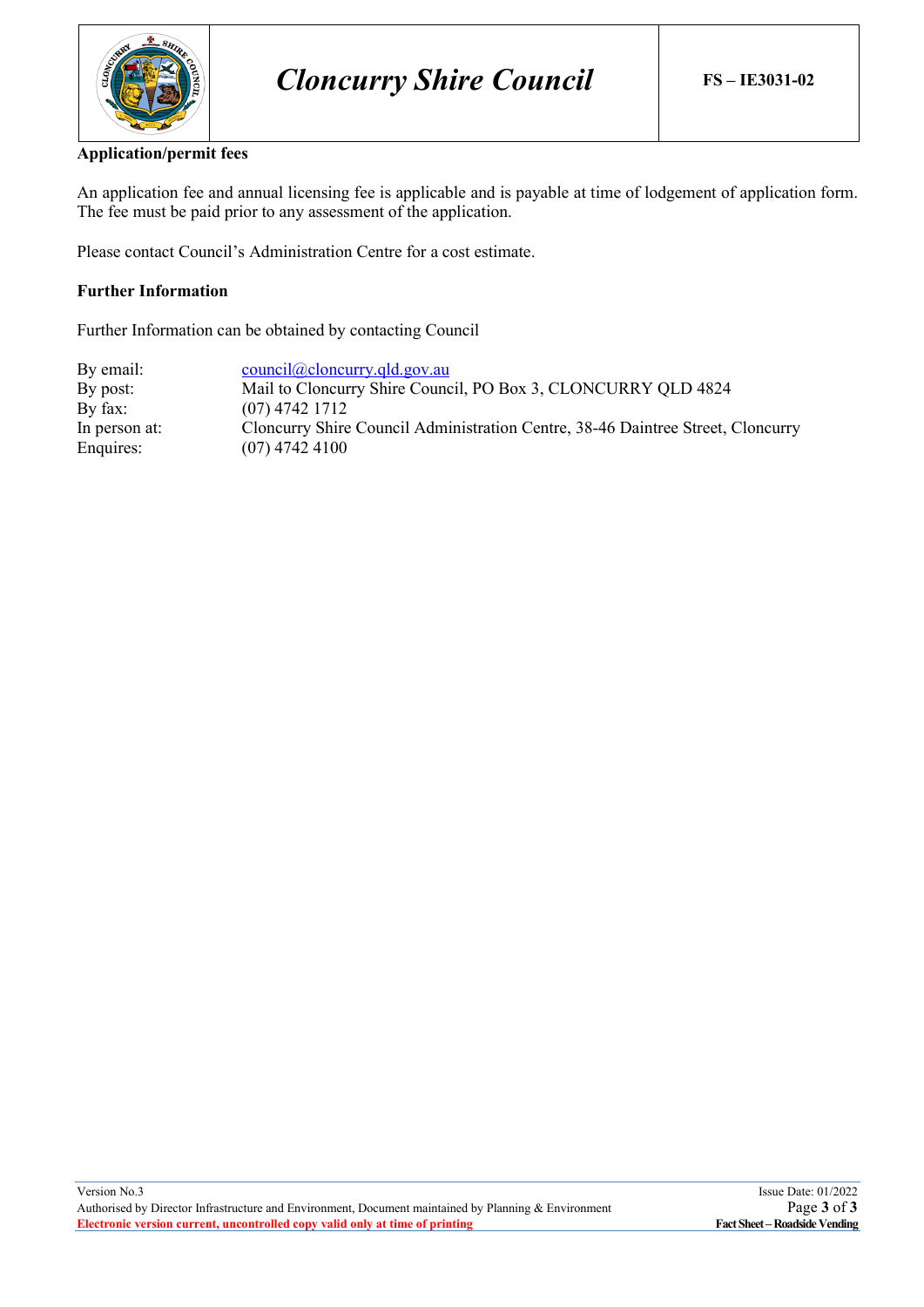**Application/permit fees**

An application fee and annual licensing fee is applicable and is payable at time of lodgement of application form. The fee must be paid prior to any assessment of the application.

Please contact Council's Administration Centre for a cost estimate.

**Further Information**

Further Information can be obtained by contacting Council

| | |
|---|---|
| By email: | council@cloncurry.qld.gov.au |
| By post: | Mail to Cloncurry Shire Council, PO Box 3, CLONCURRY QLD 4824 |
| By fax: | (07) 4742 1712 |
| In person at: | Cloncurry Shire Council Administration Centre, 38-46 Daintree Street, Cloncurry |
| Enquires: | (07) 4742 4100 |